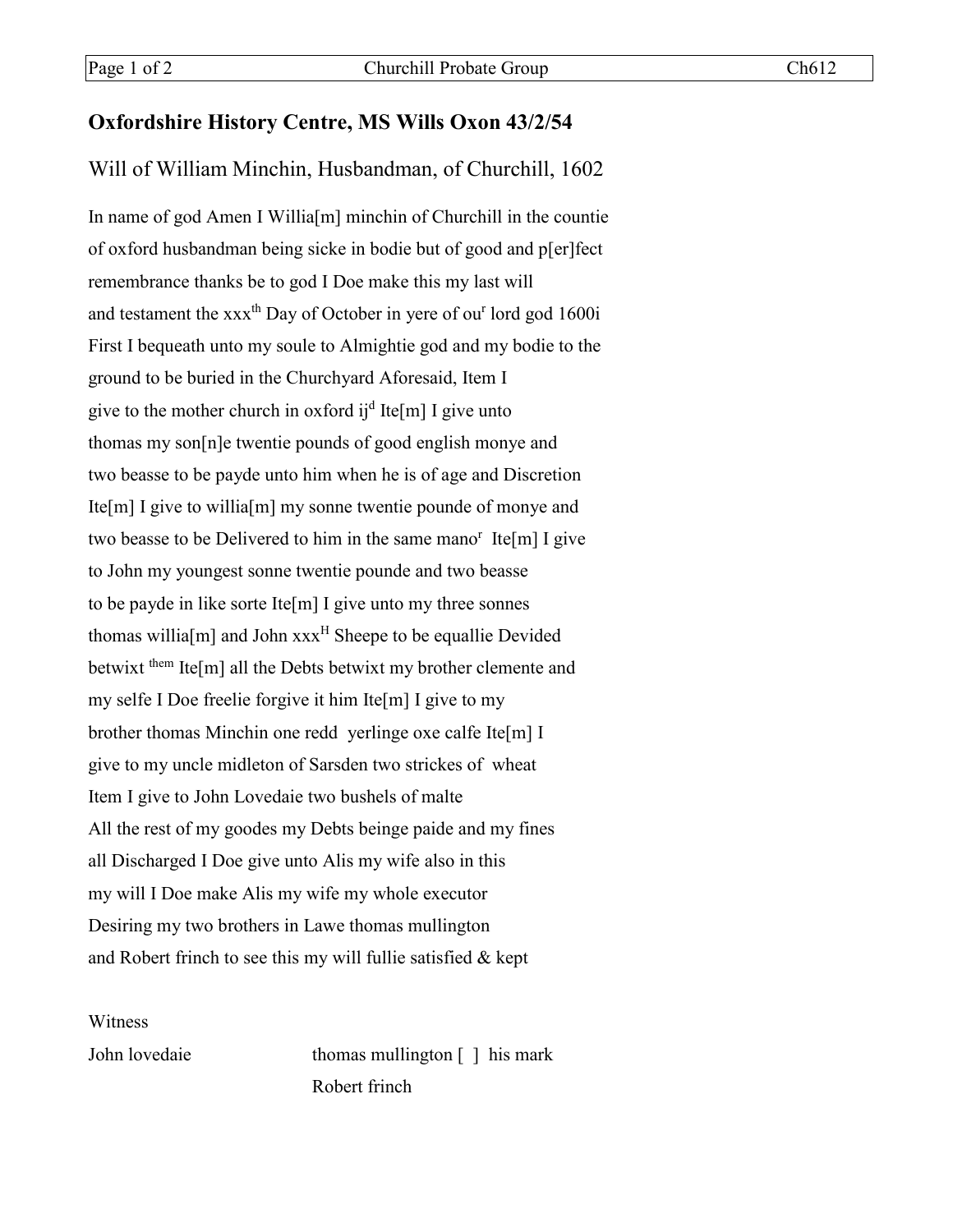## Oxfordshire History Centre, MS Wills Oxon 43/2/54

### Will of William Minchin, Husbandman, of Churchill, 1602

In name of god Amen I Willia[m] minchin of Churchill in the countie
of oxford husbandman being sicke in bodie but of good and p[er]fect
remembrance thanks be to god I Doe make this my last will
and testament the xxx$^{th}$ Day of October in yere of ou$^{r}$ lord god 1600i
First I bequeath unto my soule to Almightie god and my bodie to the
ground to be buried in the Churchyard Aforesaid, Item I
give to the mother church in oxford ij$^{d}$ Ite[m] I give unto
thomas my son[n]e twentie pounds of good english monye and
two beasse to be payde unto him when he is of age and Discretion
Ite[m] I give to willia[m] my sonne twentie pounde of monye and
two beasse to be Delivered to him in the same mano$^{r}$ Ite[m] I give
to John my youngest sonne twentie pounde and two beasse
to be payde in like sorte Ite[m] I give unto my three sonnes
thomas willia[m] and John xxx$^{H}$ Sheepe to be equallie Devided
betwixt $^{them}$ Ite[m] all the Debts betwixt my brother clemente and
my selfe I Doe freelie forgive it him Ite[m] I give to my
brother thomas Minchin one redd yerlinge oxe calfe Ite[m] I
give to my uncle midleton of Sarsden two strickes of wheat
Item I give to John Lovedaie two bushels of malte
All the rest of my goodes my Debts beinge paide and my fines
all Discharged I Doe give unto Alis my wife also in this
my will I Doe make Alis my wife my whole executor
Desiring my two brothers in Lawe thomas mullington
and Robert frinch to see this my will fullie satisfied & kept

Witness

John lovedaie          thomas mullington [ ] his mark

                       Robert frinch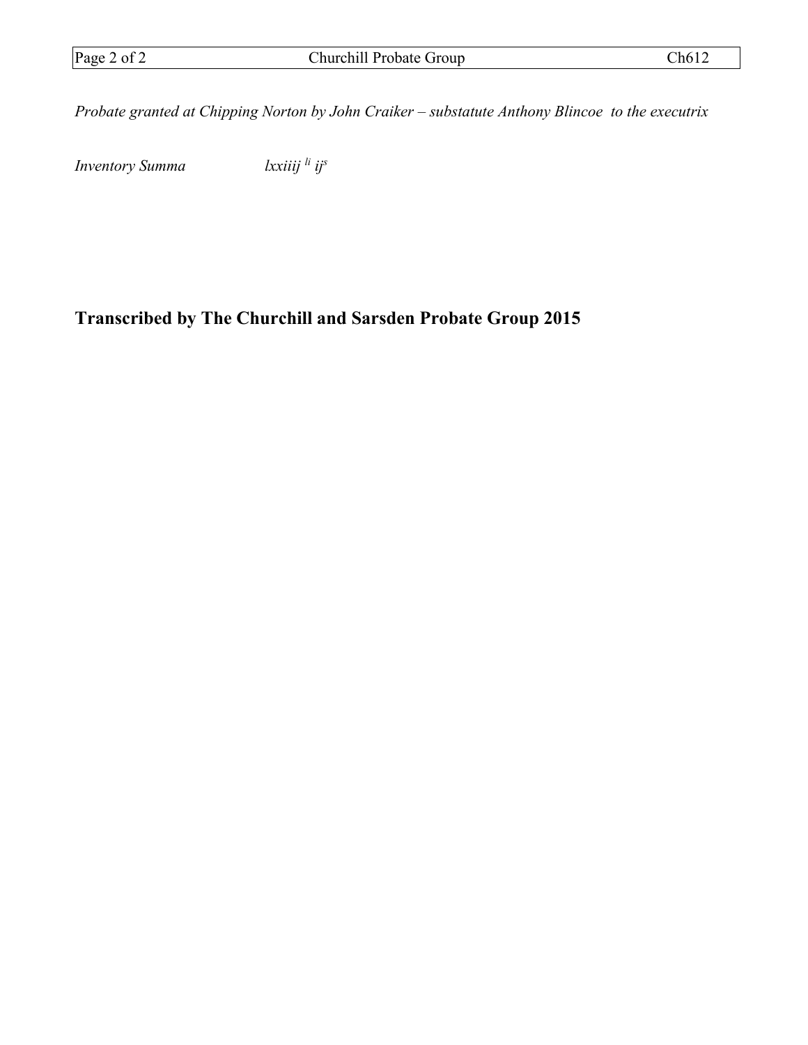*Probate granted at Chipping Norton by John Craiker – substatute Anthony Blincoe to the executrix*

*Inventory Summa* *lxxiiij $^{li}$ ij$^{s}$*

**Transcribed by The Churchill and Sarsden Probate Group 2015**